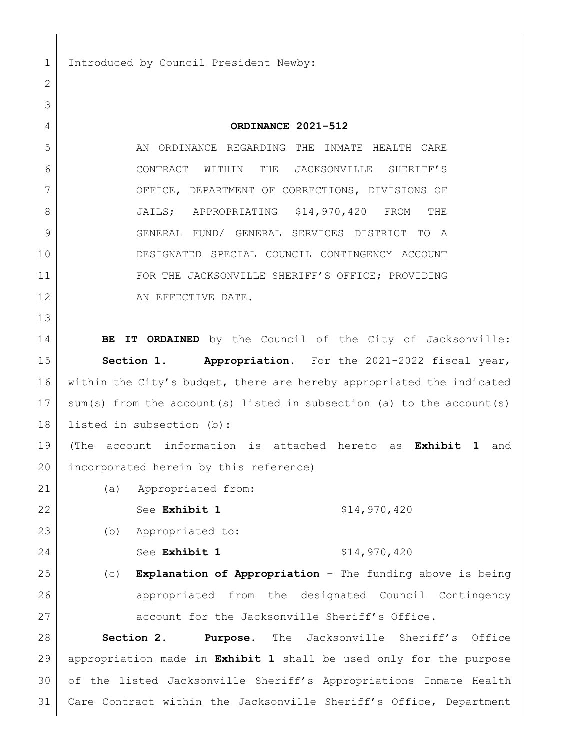Introduced by Council President Newby:

**ORDINANCE 2021-512**

AN ORDINANCE REGARDING THE INMATE HEALTH CARE CONTRACT WITHIN THE JACKSONVILLE SHERIFF'S OFFICE, DEPARTMENT OF CORRECTIONS, DIVISIONS OF JAILS; APPROPRIATING $14,970,420 FROM THE GENERAL FUND/ GENERAL SERVICES DISTRICT TO A DESIGNATED SPECIAL COUNCIL CONTINGENCY ACCOUNT FOR THE JACKSONVILLE SHERIFF'S OFFICE; PROVIDING AN EFFECTIVE DATE.

**BE IT ORDAINED** by the Council of the City of Jacksonville:

**Section 1. Appropriation.** For the 2021-2022 fiscal year, within the City's budget, there are hereby appropriated the indicated sum(s) from the account(s) listed in subsection (a) to the account(s) listed in subsection (b):

(The account information is attached hereto as **Exhibit 1** and incorporated herein by this reference)

(a) Appropriated from:

See **Exhibit 1** $14,970,420

(b) Appropriated to:

See **Exhibit 1** $14,970,420

(c) **Explanation of Appropriation** – The funding above is being appropriated from the designated Council Contingency account for the Jacksonville Sheriff's Office.

**Section 2. Purpose.** The Jacksonville Sheriff's Office appropriation made in **Exhibit 1** shall be used only for the purpose of the listed Jacksonville Sheriff's Appropriations Inmate Health Care Contract within the Jacksonville Sheriff's Office, Department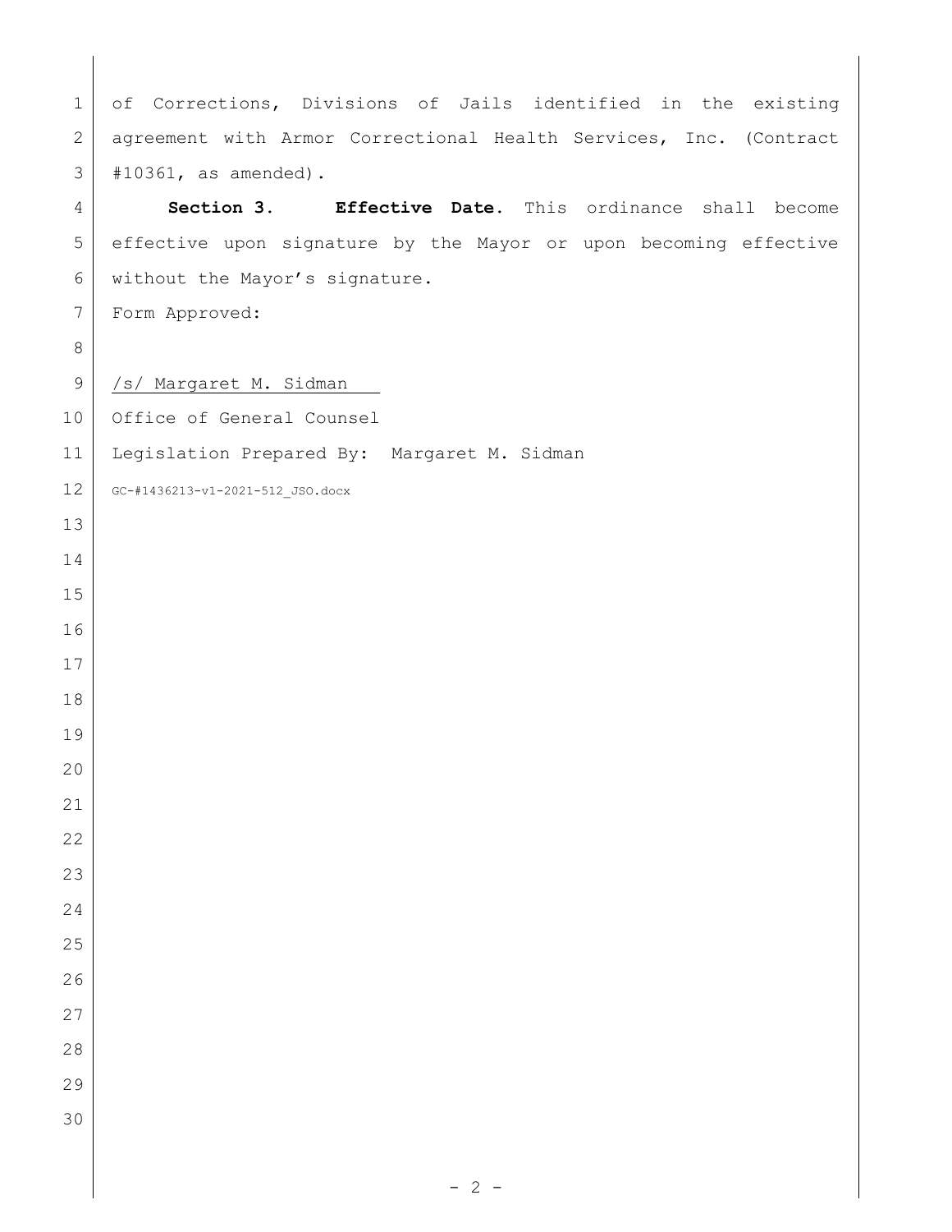of Corrections, Divisions of Jails identified in the existing agreement with Armor Correctional Health Services, Inc. (Contract #10361, as amended).

**Section 3. Effective Date.** This ordinance shall become effective upon signature by the Mayor or upon becoming effective without the Mayor's signature.

Form Approved:

/s/ Margaret M. Sidman

Office of General Counsel

Legislation Prepared By: Margaret M. Sidman

GC-#1436213-v1-2021-512_JSO.docx